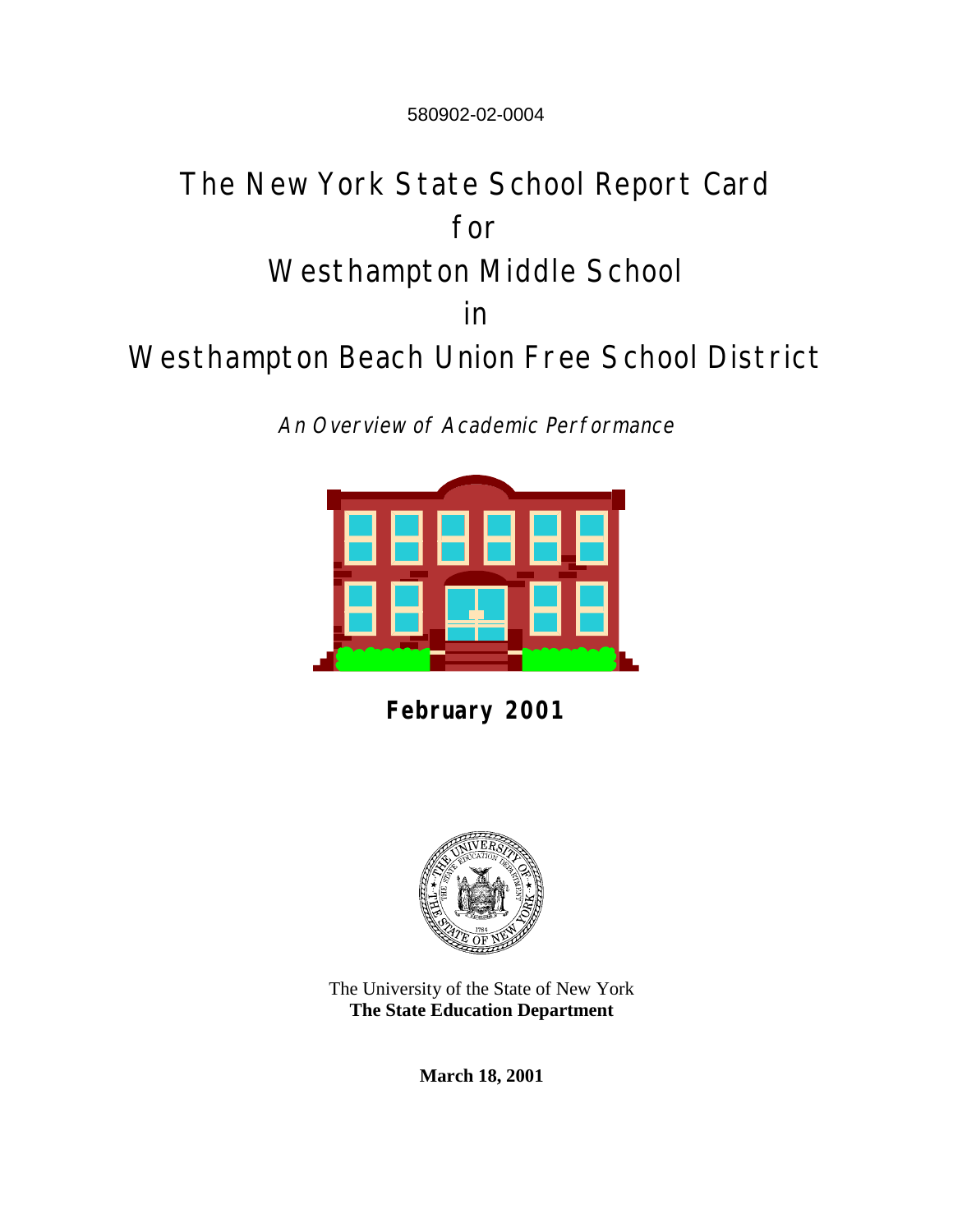580902-02-0004

# The New York State School Report Card for Westhampton Middle School in Westhampton Beach Union Free School District

*An Overview of Academic Performance*

**February 2001**

The University of the State of New York
**The State Education Department**

**March 18, 2001**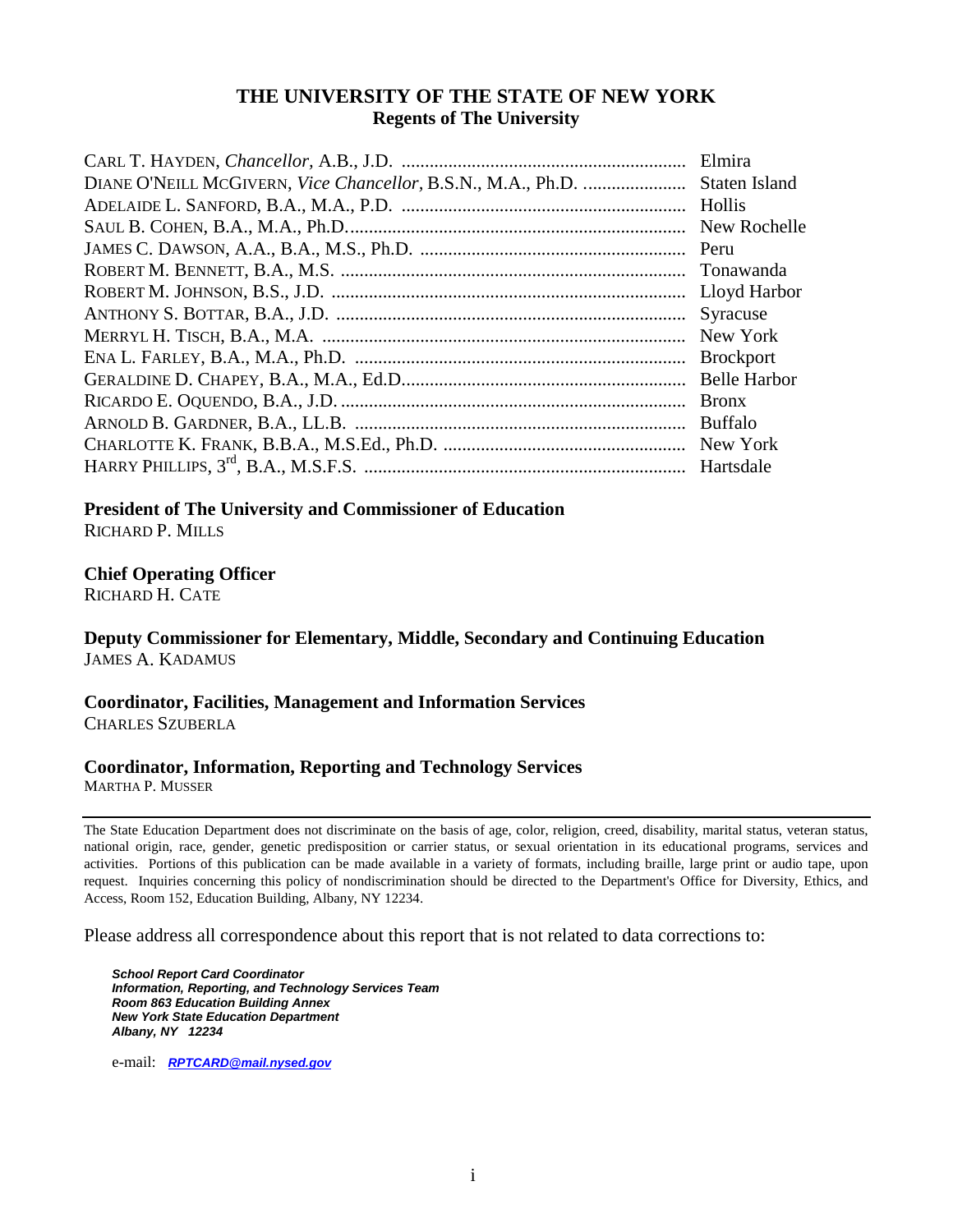# THE UNIVERSITY OF THE STATE OF NEW YORK

## Regents of The University

| | |
|---|---|
| CARL T. HAYDEN, *Chancellor*, A.B., J.D. | Elmira |
| DIANE O'NEILL MCGIVERN, *Vice Chancellor*, B.S.N., M.A., Ph.D. | Staten Island |
| ADELAIDE L. SANFORD, B.A., M.A., P.D. | Hollis |
| SAUL B. COHEN, B.A., M.A., Ph.D. | New Rochelle |
| JAMES C. DAWSON, A.A., B.A., M.S., Ph.D. | Peru |
| ROBERT M. BENNETT, B.A., M.S. | Tonawanda |
| ROBERT M. JOHNSON, B.S., J.D. | Lloyd Harbor |
| ANTHONY S. BOTTAR, B.A., J.D. | Syracuse |
| MERRYL H. TISCH, B.A., M.A. | New York |
| ENA L. FARLEY, B.A., M.A., Ph.D. | Brockport |
| GERALDINE D. CHAPEY, B.A., M.A., Ed.D. | Belle Harbor |
| RICARDO E. OQUENDO, B.A., J.D. | Bronx |
| ARNOLD B. GARDNER, B.A., LL.B. | Buffalo |
| CHARLOTTE K. FRANK, B.B.A., M.S.Ed., Ph.D. | New York |
| HARRY PHILLIPS, 3rd, B.A., M.S.F.S. | Hartsdale |

**President of The University and Commissioner of Education**
RICHARD P. MILLS

**Chief Operating Officer**
RICHARD H. CATE

**Deputy Commissioner for Elementary, Middle, Secondary and Continuing Education**
JAMES A. KADAMUS

**Coordinator, Facilities, Management and Information Services**
CHARLES SZUBERLA

**Coordinator, Information, Reporting and Technology Services**
MARTHA P. MUSSER

---

The State Education Department does not discriminate on the basis of age, color, religion, creed, disability, marital status, veteran status, national origin, race, gender, genetic predisposition or carrier status, or sexual orientation in its educational programs, services and activities. Portions of this publication can be made available in a variety of formats, including braille, large print or audio tape, upon request. Inquiries concerning this policy of nondiscrimination should be directed to the Department's Office for Diversity, Ethics, and Access, Room 152, Education Building, Albany, NY 12234.

Please address all correspondence about this report that is not related to data corrections to:

***School Report Card Coordinator***
***Information, Reporting, and Technology Services Team***
***Room 863 Education Building Annex***
***New York State Education Department***
***Albany, NY 12234***

e-mail: ***RPTCARD@mail.nysed.gov***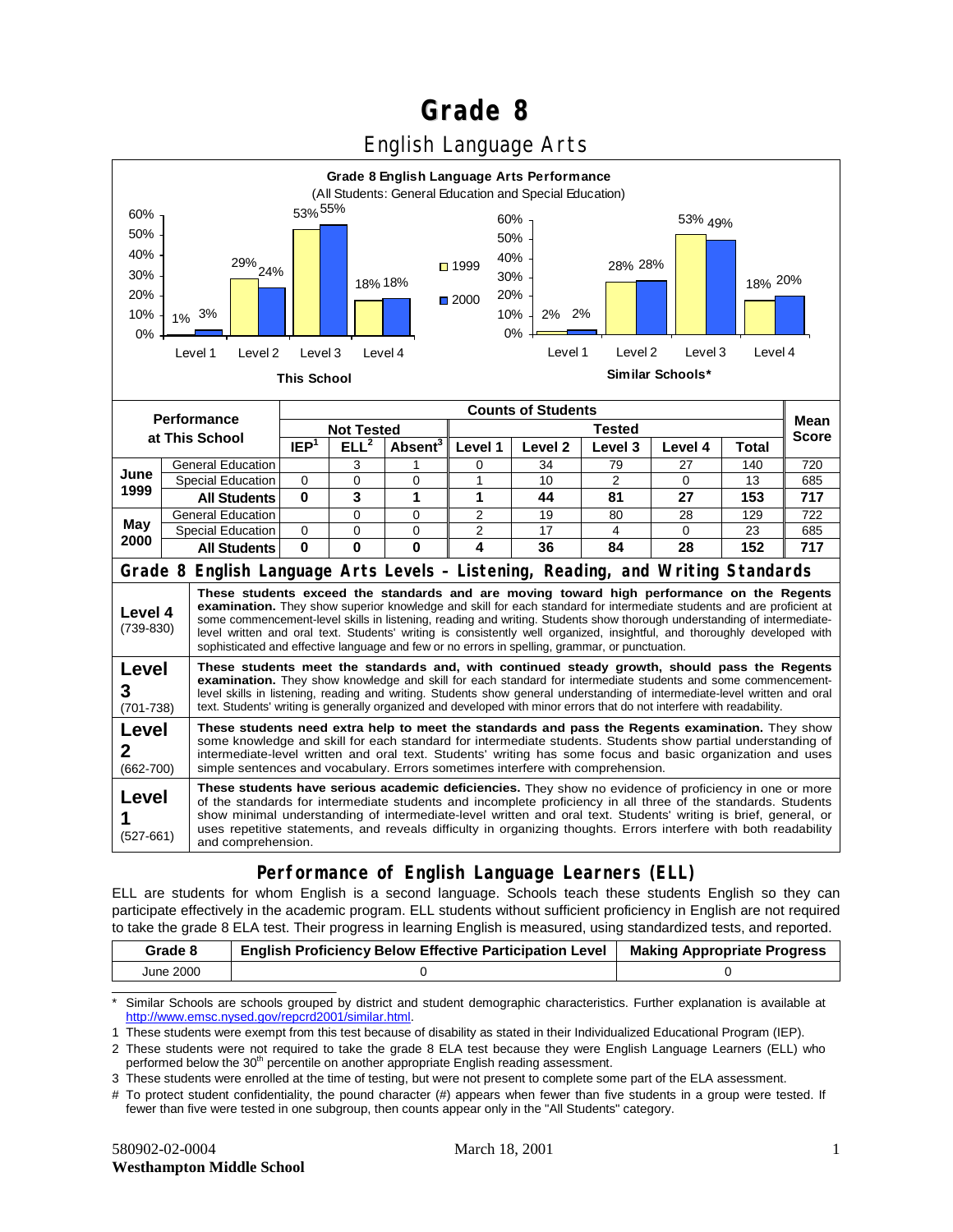# Grade 8

## English Language Arts

**Grade 8 English Language Arts Performance**
(All Students: General Education and Special Education)

**This School**

| | Level 1 | Level 2 | Level 3 | Level 4 |
|---|---|---|---|---|
| 1999 | 1% | 29% | 53% | 18% |
| 2000 | 3% | 24% | 55% | 18% |

**Similar Schools***

| | Level 1 | Level 2 | Level 3 | Level 4 |
|---|---|---|---|---|
| 1999 | 2% | 28% | 53% | 18% |
| 2000 | 2% | 28% | 49% | 20% |

| Performance at This School | | Counts of Students | | | | | | | | Mean Score |
|---|---|---|---|---|---|---|---|---|---|---|
| | | Not Tested | | | Tested | | | | | |
| | | IEP[1] | ELL[2] | Absent[3] | Level 1 | Level 2 | Level 3 | Level 4 | Total | |
| June 1999 | General Education | | 3 | 1 | 0 | 34 | 79 | 27 | 140 | 720 |
| | Special Education | 0 | 0 | 0 | 1 | 10 | 2 | 0 | 13 | 685 |
| | **All Students** | **0** | **3** | **1** | **1** | **44** | **81** | **27** | **153** | **717** |
| May 2000 | General Education | | 0 | 0 | 2 | 19 | 80 | 28 | 129 | 722 |
| | Special Education | 0 | 0 | 0 | 2 | 17 | 4 | 0 | 23 | 685 |
| | **All Students** | **0** | **0** | **0** | **4** | **36** | **84** | **28** | **152** | **717** |

### Grade 8 English Language Arts Levels – Listening, Reading, and Writing Standards

| Level | Description |
|---|---|
| **Level 4** (739-830) | **These students exceed the standards and are moving toward high performance on the Regents examination.** They show superior knowledge and skill for each standard for intermediate students and are proficient at some commencement-level skills in listening, reading and writing. Students show thorough understanding of intermediate-level written and oral text. Students' writing is consistently well organized, insightful, and thoroughly developed with sophisticated and effective language and few or no errors in spelling, grammar, or punctuation. |
| **Level 3** (701-738) | **These students meet the standards and, with continued steady growth, should pass the Regents examination.** They show knowledge and skill for each standard for intermediate students and some commencement-level skills in listening, reading and writing. Students show general understanding of intermediate-level written and oral text. Students' writing is generally organized and developed with minor errors that do not interfere with readability. |
| **Level 2** (662-700) | **These students need extra help to meet the standards and pass the Regents examination.** They show some knowledge and skill for each standard for intermediate students. Students show partial understanding of intermediate-level written and oral text. Students' writing has some focus and basic organization and uses simple sentences and vocabulary. Errors sometimes interfere with comprehension. |
| **Level 1** (527-661) | **These students have serious academic deficiencies.** They show no evidence of proficiency in one or more of the standards for intermediate students and incomplete proficiency in all three of the standards. Students show minimal understanding of intermediate-level written and oral text. Students' writing is brief, general, or uses repetitive statements, and reveals difficulty in organizing thoughts. Errors interfere with both readability and comprehension. |

### Performance of English Language Learners (ELL)

ELL are students for whom English is a second language. Schools teach these students English so they can participate effectively in the academic program. ELL students without sufficient proficiency in English are not required to take the grade 8 ELA test. Their progress in learning English is measured, using standardized tests, and reported.

| Grade 8 | English Proficiency Below Effective Participation Level | Making Appropriate Progress |
|---|---|---|
| June 2000 | 0 | 0 |

\* Similar Schools are schools grouped by district and student demographic characteristics. Further explanation is available at http://www.emsc.nysed.gov/repcrd2001/similar.html.

1 These students were exempt from this test because of disability as stated in their Individualized Educational Program (IEP).

2 These students were not required to take the grade 8 ELA test because they were English Language Learners (ELL) who performed below the 30th percentile on another appropriate English reading assessment.

3 These students were enrolled at the time of testing, but were not present to complete some part of the ELA assessment.

# To protect student confidentiality, the pound character (#) appears when fewer than five students in a group were tested. If fewer than five were tested in one subgroup, then counts appear only in the "All Students" category.

580902-02-0004 March 18, 2001
**Westhampton Middle School**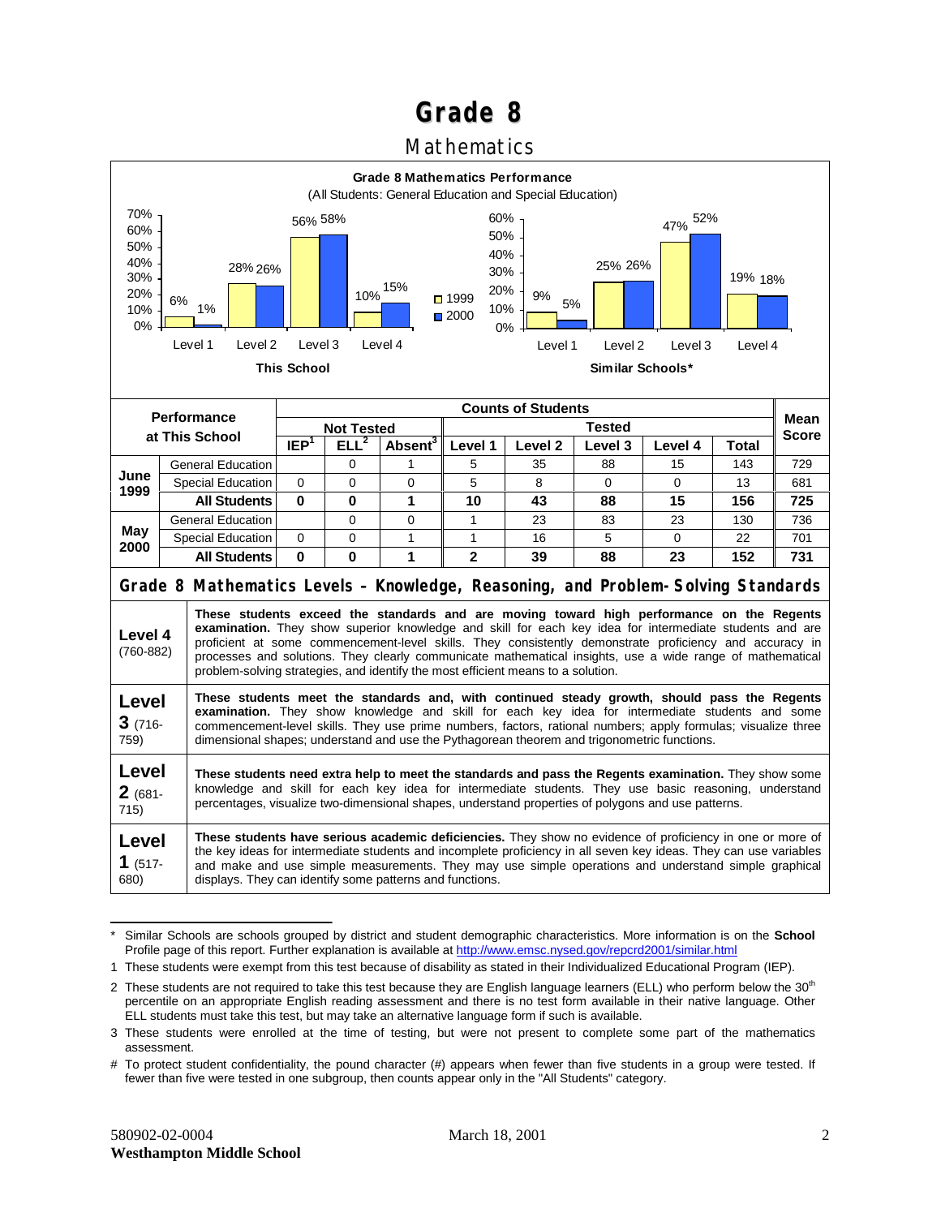# Grade 8

## Mathematics

**Grade 8 Mathematics Performance**
(All Students: General Education and Special Education)

**This School**

| | 1999 | 2000 |
|---|---|---|
| Level 1 | 6% | 1% |
| Level 2 | 28% | 26% |
| Level 3 | 56% | 58% |
| Level 4 | 10% | 15% |

**Similar Schools***

| | 1999 | 2000 |
|---|---|---|
| Level 1 | 9% | 5% |
| Level 2 | 25% | 26% |
| Level 3 | 47% | 52% |
| Level 4 | 19% | 18% |

| Performance at This School | | Not Tested: IEP[1] | Not Tested: ELL[2] | Not Tested: Absent[3] | Tested: Level 1 | Tested: Level 2 | Tested: Level 3 | Tested: Level 4 | Tested: Total | Mean Score |
|---|---|---|---|---|---|---|---|---|---|---|
| June 1999 | General Education | | 0 | 1 | 5 | 35 | 88 | 15 | 143 | 729 |
| | Special Education | 0 | 0 | 0 | 5 | 8 | 0 | 0 | 13 | 681 |
| | **All Students** | **0** | **0** | **1** | **10** | **43** | **88** | **15** | **156** | **725** |
| May 2000 | General Education | | 0 | 0 | 1 | 23 | 83 | 23 | 130 | 736 |
| | Special Education | 0 | 0 | 1 | 1 | 16 | 5 | 0 | 22 | 701 |
| | **All Students** | **0** | **0** | **1** | **2** | **39** | **88** | **23** | **152** | **731** |

### Grade 8 Mathematics Levels – Knowledge, Reasoning, and Problem-Solving Standards

| Level | Description |
|---|---|
| **Level 4** (760-882) | **These students exceed the standards and are moving toward high performance on the Regents examination.** They show superior knowledge and skill for each key idea for intermediate students and are proficient at some commencement-level skills. They consistently demonstrate proficiency and accuracy in processes and solutions. They clearly communicate mathematical insights, use a wide range of mathematical problem-solving strategies, and identify the most efficient means to a solution. |
| **Level 3** (716-759) | **These students meet the standards and, with continued steady growth, should pass the Regents examination.** They show knowledge and skill for each key idea for intermediate students and some commencement-level skills. They use prime numbers, factors, rational numbers; apply formulas; visualize three dimensional shapes; understand and use the Pythagorean theorem and trigonometric functions. |
| **Level 2** (681-715) | **These students need extra help to meet the standards and pass the Regents examination.** They show some knowledge and skill for each key idea for intermediate students. They use basic reasoning, understand percentages, visualize two-dimensional shapes, understand properties of polygons and use patterns. |
| **Level 1** (517-680) | **These students have serious academic deficiencies.** They show no evidence of proficiency in one or more of the key ideas for intermediate students and incomplete proficiency in all seven key ideas. They can use variables and make and use simple measurements. They may use simple operations and understand simple graphical displays. They can identify some patterns and functions. |

---

\* Similar Schools are schools grouped by district and student demographic characteristics. More information is on the **School** Profile page of this report. Further explanation is available at http://www.emsc.nysed.gov/repcrd2001/similar.html

1 These students were exempt from this test because of disability as stated in their Individualized Educational Program (IEP).

2 These students are not required to take this test because they are English language learners (ELL) who perform below the 30th percentile on an appropriate English reading assessment and there is no test form available in their native language. Other ELL students must take this test, but may take an alternative language form if such is available.

3 These students were enrolled at the time of testing, but were not present to complete some part of the mathematics assessment.

# To protect student confidentiality, the pound character (#) appears when fewer than five students in a group were tested. If fewer than five were tested in one subgroup, then counts appear only in the "All Students" category.

580902-02-0004 March 18, 2001
**Westhampton Middle School**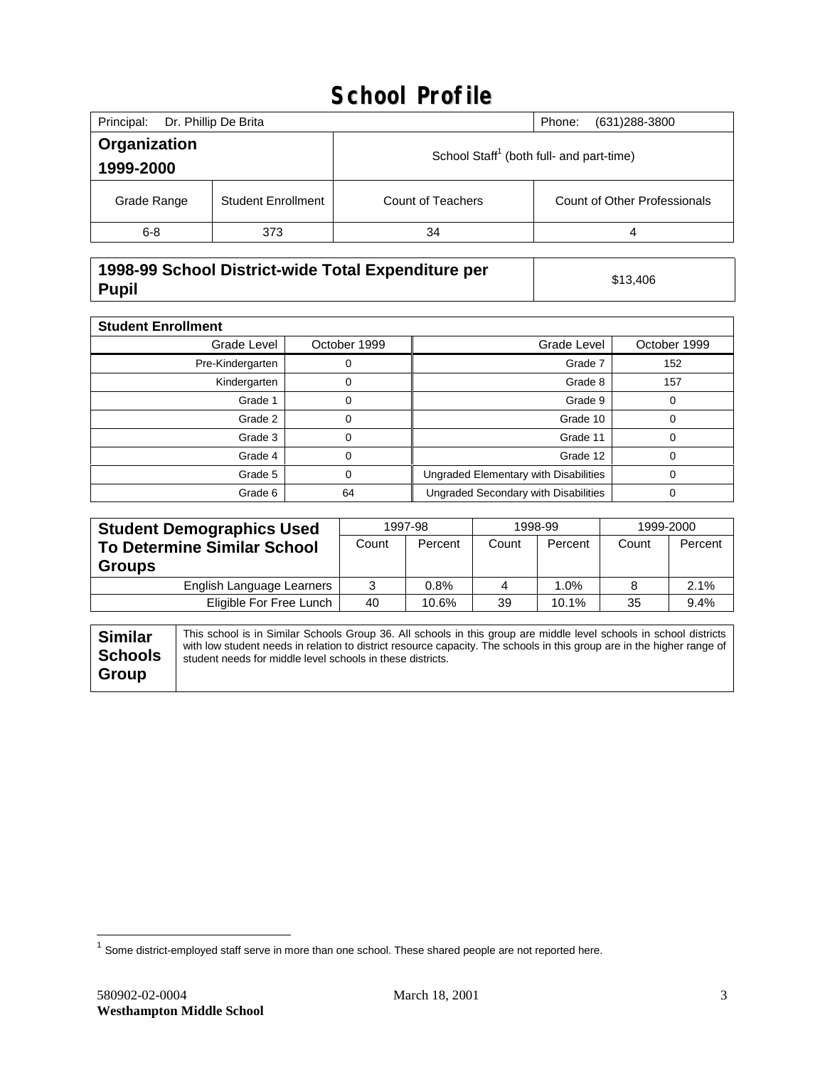# School Profile

| Principal: Dr. Phillip De Brita | | | Phone: (631)288-3800 |
|---|---|---|---|
| **Organization 1999-2000** | | School Staff[1] (both full- and part-time) | |
| Grade Range | Student Enrollment | Count of Teachers | Count of Other Professionals |
| 6-8 | 373 | 34 | 4 |

| **1998-99 School District-wide Total Expenditure per Pupil** | $13,406 |
|---|---|

**Student Enrollment**

| Grade Level | October 1999 | Grade Level | October 1999 |
|---|---|---|---|
| Pre-Kindergarten | 0 | Grade 7 | 152 |
| Kindergarten | 0 | Grade 8 | 157 |
| Grade 1 | 0 | Grade 9 | 0 |
| Grade 2 | 0 | Grade 10 | 0 |
| Grade 3 | 0 | Grade 11 | 0 |
| Grade 4 | 0 | Grade 12 | 0 |
| Grade 5 | 0 | Ungraded Elementary with Disabilities | 0 |
| Grade 6 | 64 | Ungraded Secondary with Disabilities | 0 |

| **Student Demographics Used To Determine Similar School Groups** | 1997-98 | | 1998-99 | | 1999-2000 | |
|---|---|---|---|---|---|---|
| | Count | Percent | Count | Percent | Count | Percent |
| English Language Learners | 3 | 0.8% | 4 | 1.0% | 8 | 2.1% |
| Eligible For Free Lunch | 40 | 10.6% | 39 | 10.1% | 35 | 9.4% |

| **Similar Schools Group** | This school is in Similar Schools Group 36. All schools in this group are middle level schools in school districts with low student needs in relation to district resource capacity. The schools in this group are in the higher range of student needs for middle level schools in these districts. |
|---|---|

[1] Some district-employed staff serve in more than one school. These shared people are not reported here.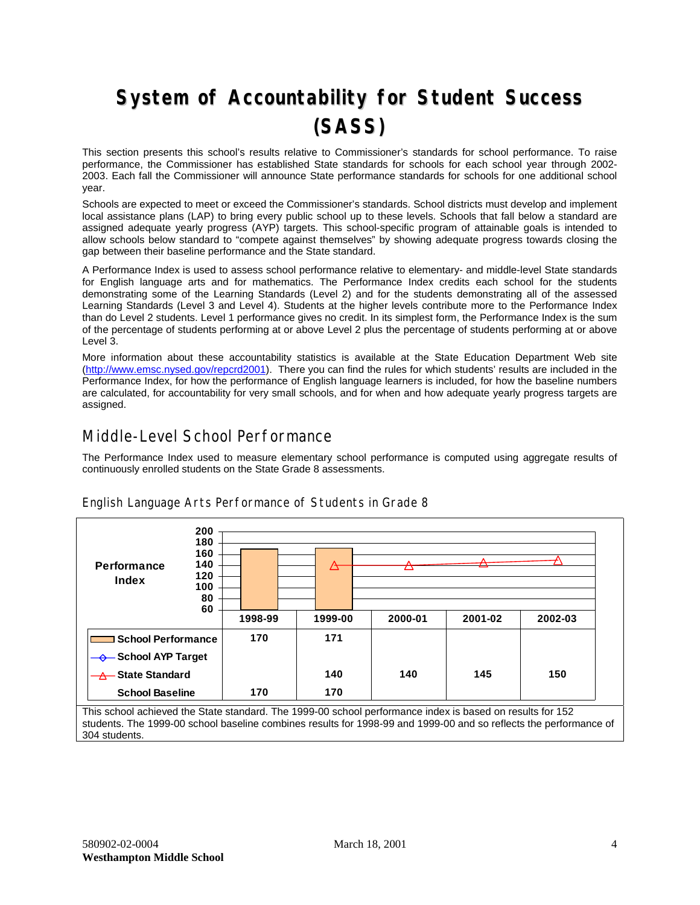# System of Accountability for Student Success (SASS)

This section presents this school's results relative to Commissioner's standards for school performance. To raise performance, the Commissioner has established State standards for schools for each school year through 2002-2003. Each fall the Commissioner will announce State performance standards for schools for one additional school year.

Schools are expected to meet or exceed the Commissioner's standards. School districts must develop and implement local assistance plans (LAP) to bring every public school up to these levels. Schools that fall below a standard are assigned adequate yearly progress (AYP) targets. This school-specific program of attainable goals is intended to allow schools below standard to "compete against themselves" by showing adequate progress towards closing the gap between their baseline performance and the State standard.

A Performance Index is used to assess school performance relative to elementary- and middle-level State standards for English language arts and for mathematics. The Performance Index credits each school for the students demonstrating some of the Learning Standards (Level 2) and for the students demonstrating all of the assessed Learning Standards (Level 3 and Level 4). Students at the higher levels contribute more to the Performance Index than do Level 2 students. Level 1 performance gives no credit. In its simplest form, the Performance Index is the sum of the percentage of students performing at or above Level 2 plus the percentage of students performing at or above Level 3.

More information about these accountability statistics is available at the State Education Department Web site (http://www.emsc.nysed.gov/repcrd2001). There you can find the rules for which students' results are included in the Performance Index, for how the performance of English language learners is included, for how the baseline numbers are calculated, for accountability for very small schools, and for when and how adequate yearly progress targets are assigned.

## Middle-Level School Performance

The Performance Index used to measure elementary school performance is computed using aggregate results of continuously enrolled students on the State Grade 8 assessments.

### English Language Arts Performance of Students in Grade 8

| | 1998-99 | 1999-00 | 2000-01 | 2001-02 | 2002-03 |
|---|---|---|---|---|---|
| School Performance | 170 | 171 | | | |
| School AYP Target | | | | | |
| State Standard | | 140 | 140 | 145 | 150 |
| School Baseline | 170 | 170 | | | |

This school achieved the State standard. The 1999-00 school performance index is based on results for 152 students. The 1999-00 school baseline combines results for 1998-99 and 1999-00 and so reflects the performance of 304 students.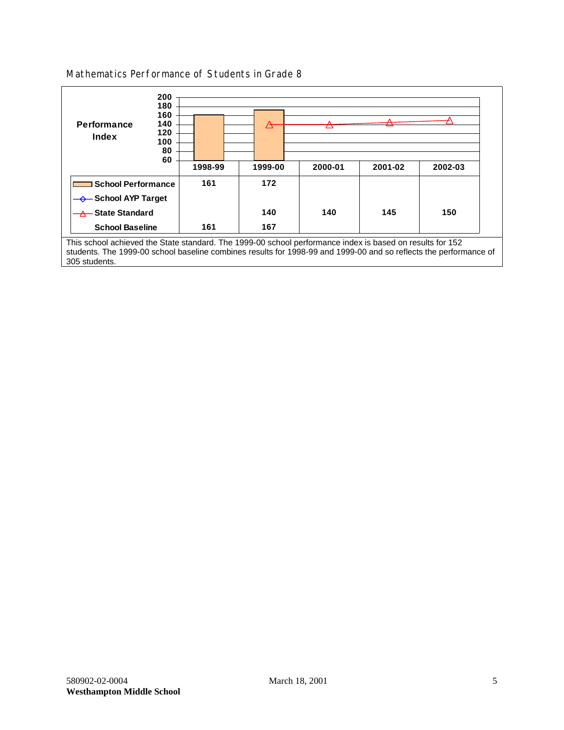Mathematics Performance of Students in Grade 8

Performance Index

200
180
160
140
120
100
80
60

| | 1998-99 | 1999-00 | 2000-01 | 2001-02 | 2002-03 |
|---|---|---|---|---|---|
| School Performance | 161 | 172 | | | |
| School AYP Target | | | | | |
| State Standard | | 140 | 140 | 145 | 150 |
| School Baseline | 161 | 167 | | | |

This school achieved the State standard. The 1999-00 school performance index is based on results for 152 students. The 1999-00 school baseline combines results for 1998-99 and 1999-00 and so reflects the performance of 305 students.